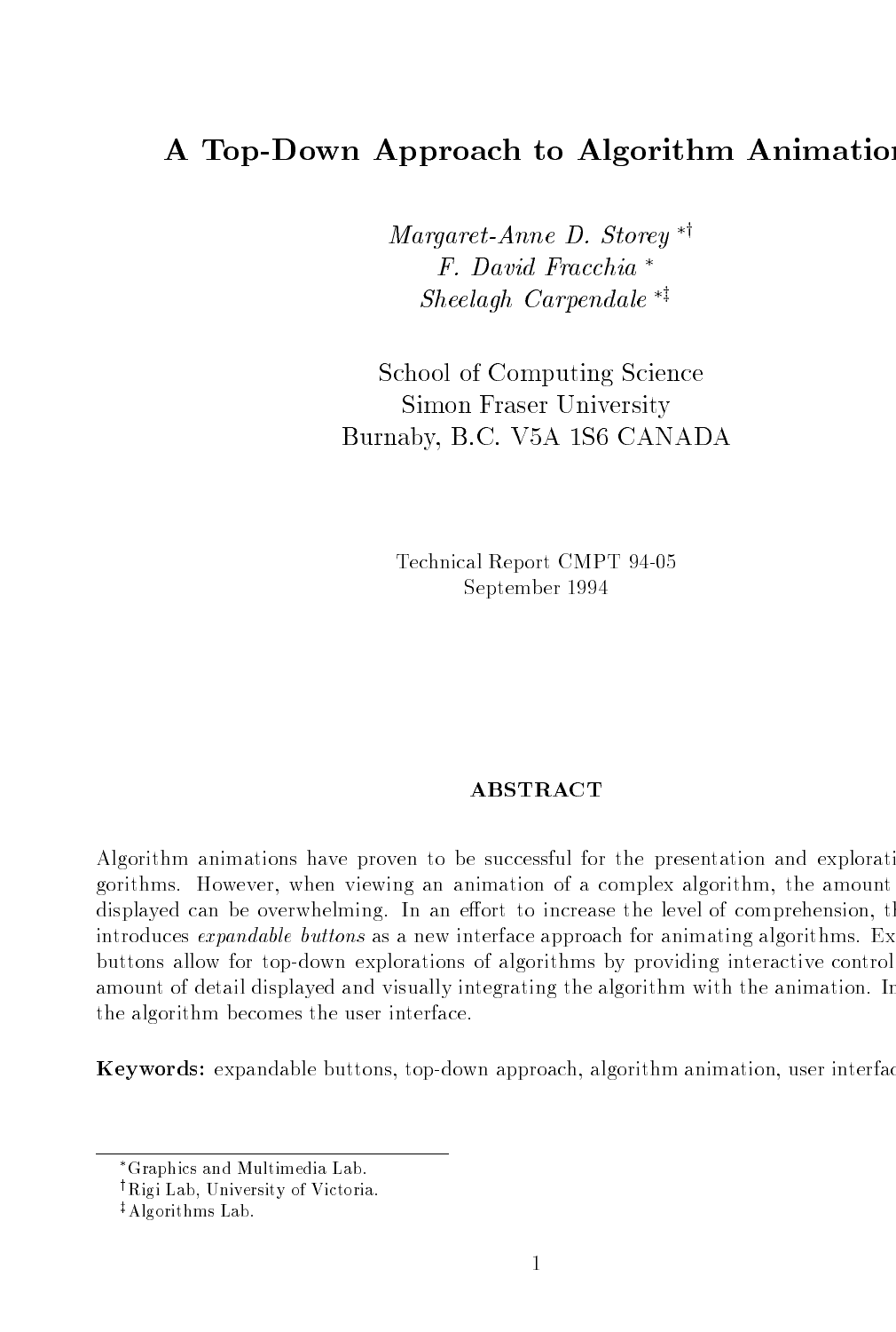# A Top-Down Approach to Algorithm Animation

*Margaret-Anne D. Storey* [*†]
*F. David Fracchia* [*]
*Sheelagh Carpendale* [*‡]

School of Computing Science
Simon Fraser University
Burnaby, B.C. V5A 1S6 CANADA

Technical Report CMPT 94-05
September 1994

## ABSTRACT

Algorithm animations have proven to be successful for the presentation and explorati gorithms. However, when viewing an animation of a complex algorithm, the amount displayed can be overwhelming. In an effort to increase the level of comprehension, t introduces *expandable buttons* as a new interface approach for animating algorithms. Ex buttons allow for top-down explorations of algorithms by providing interactive control amount of detail displayed and visually integrating the algorithm with the animation. In the algorithm becomes the user interface.

**Keywords:** expandable buttons, top-down approach, algorithm animation, user interfac

---

[*] Graphics and Multimedia Lab.

[†] Rigi Lab, University of Victoria.

[‡] Algorithms Lab.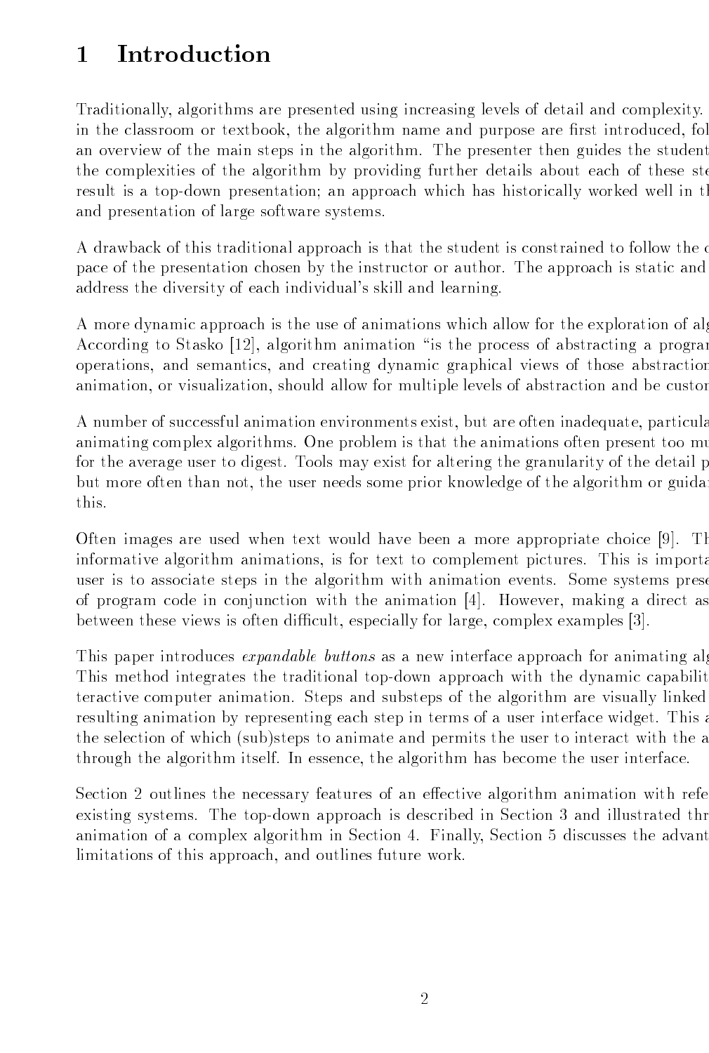# 1 Introduction

Traditionally, algorithms are presented using increasing levels of detail and complexity. in the classroom or textbook, the algorithm name and purpose are first introduced, fol an overview of the main steps in the algorithm. The presenter then guides the student the complexities of the algorithm by providing further details about each of these ste result is a top-down presentation; an approach which has historically worked well in th and presentation of large software systems.

A drawback of this traditional approach is that the student is constrained to follow the c pace of the presentation chosen by the instructor or author. The approach is static and address the diversity of each individual's skill and learning.

A more dynamic approach is the use of animations which allow for the exploration of alg According to Stasko [12], algorithm animation "is the process of abstracting a progran operations, and semantics, and creating dynamic graphical views of those abstraction animation, or visualization, should allow for multiple levels of abstraction and be custon

A number of successful animation environments exist, but are often inadequate, particula animating complex algorithms. One problem is that the animations often present too mu for the average user to digest. Tools may exist for altering the granularity of the detail p but more often than not, the user needs some prior knowledge of the algorithm or guidan this.

Often images are used when text would have been a more appropriate choice [9]. Th informative algorithm animations, is for text to complement pictures. This is importa user is to associate steps in the algorithm with animation events. Some systems prese of program code in conjunction with the animation [4]. However, making a direct as between these views is often difficult, especially for large, complex examples [3].

This paper introduces *expandable buttons* as a new interface approach for animating alg This method integrates the traditional top-down approach with the dynamic capabilit teractive computer animation. Steps and substeps of the algorithm are visually linked resulting animation by representing each step in terms of a user interface widget. This a the selection of which (sub)steps to animate and permits the user to interact with the a through the algorithm itself. In essence, the algorithm has become the user interface.

Section 2 outlines the necessary features of an effective algorithm animation with refe existing systems. The top-down approach is described in Section 3 and illustrated thr animation of a complex algorithm in Section 4. Finally, Section 5 discusses the advant limitations of this approach, and outlines future work.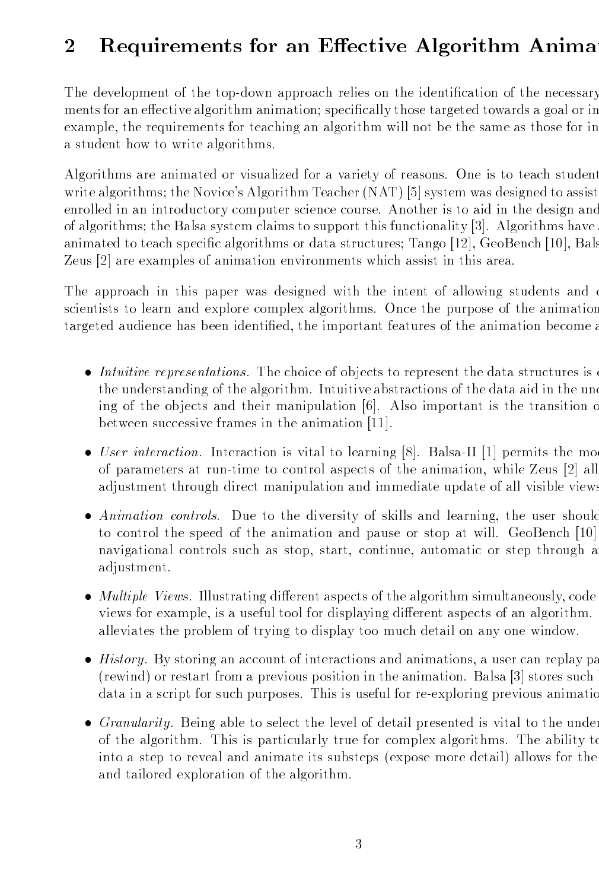## 2 Requirements for an Effective Algorithm Anima

The development of the top-down approach relies on the identification of the necessary ments for an effective algorithm animation; specifically those targeted towards a goal or in example, the requirements for teaching an algorithm will not be the same as those for in a student how to write algorithms.

Algorithms are animated or visualized for a variety of reasons. One is to teach student write algorithms; the Novice's Algorithm Teacher (NAT) [5] system was designed to assist enrolled in an introductory computer science course. Another is to aid in the design and of algorithms; the Balsa system claims to support this functionality [3]. Algorithms have animated to teach specific algorithms or data structures; Tango [12], GeoBench [10], Bals Zeus [2] are examples of animation environments which assist in this area.

The approach in this paper was designed with the intent of allowing students and scientists to learn and explore complex algorithms. Once the purpose of the animation targeted audience has been identified, the important features of the animation become

- *Intuitive representations.* The choice of objects to represent the data structures is the understanding of the algorithm. Intuitive abstractions of the data aid in the und ing of the objects and their manipulation [6]. Also important is the transition between successive frames in the animation [11].
- *User interaction.* Interaction is vital to learning [8]. Balsa-II [1] permits the mo of parameters at run-time to control aspects of the animation, while Zeus [2] all adjustment through direct manipulation and immediate update of all visible views
- *Animation controls.* Due to the diversity of skills and learning, the user should to control the speed of the animation and pause or stop at will. GeoBench [10] navigational controls such as stop, start, continue, automatic or step through a adjustment.
- *Multiple Views.* Illustrating different aspects of the algorithm simultaneously, code views for example, is a useful tool for displaying different aspects of an algorithm. alleviates the problem of trying to display too much detail on any one window.
- *History.* By storing an account of interactions and animations, a user can replay pa (rewind) or restart from a previous position in the animation. Balsa [3] stores such data in a script for such purposes. This is useful for re-exploring previous animatio
- *Granularity.* Being able to select the level of detail presented is vital to the under of the algorithm. This is particularly true for complex algorithms. The ability to into a step to reveal and animate its substeps (expose more detail) allows for the and tailored exploration of the algorithm.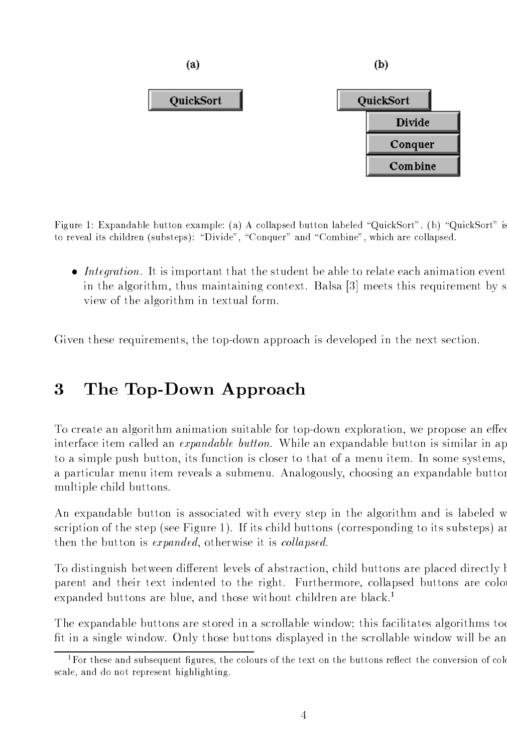(a)

QuickSort

(b)

QuickSort

Divide

Conquer

Combine

Figure 1: Expandable button example: (a) A collapsed button labeled "QuickSort". (b) "QuickSort" is to reveal its children (substeps): "Divide", "Conquer" and "Combine", which are collapsed.

- *Integration.* It is important that the student be able to relate each animation event in the algorithm, thus maintaining context. Balsa [3] meets this requirement by s view of the algorithm in textual form.

Given these requirements, the top-down approach is developed in the next section.

# 3 The Top-Down Approach

To create an algorithm animation suitable for top-down exploration, we propose an effec interface item called an *expandable button*. While an expandable button is similar in ap to a simple push button, its function is closer to that of a menu item. In some systems, a particular menu item reveals a submenu. Analogously, choosing an expandable button multiple child buttons.

An expandable button is associated with every step in the algorithm and is labeled w scription of the step (see Figure 1). If its child buttons (corresponding to its substeps) ar then the button is *expanded*, otherwise it is *collapsed*.

To distinguish between different levels of abstraction, child buttons are placed directly b parent and their text indented to the right. Furthermore, collapsed buttons are colo expanded buttons are blue, and those without children are black.[1]

The expandable buttons are stored in a scrollable window; this facilitates algorithms too fit in a single window. Only those buttons displayed in the scrollable window will be an

[1] For these and subsequent figures, the colours of the text on the buttons reflect the conversion of colo scale, and do not represent highlighting.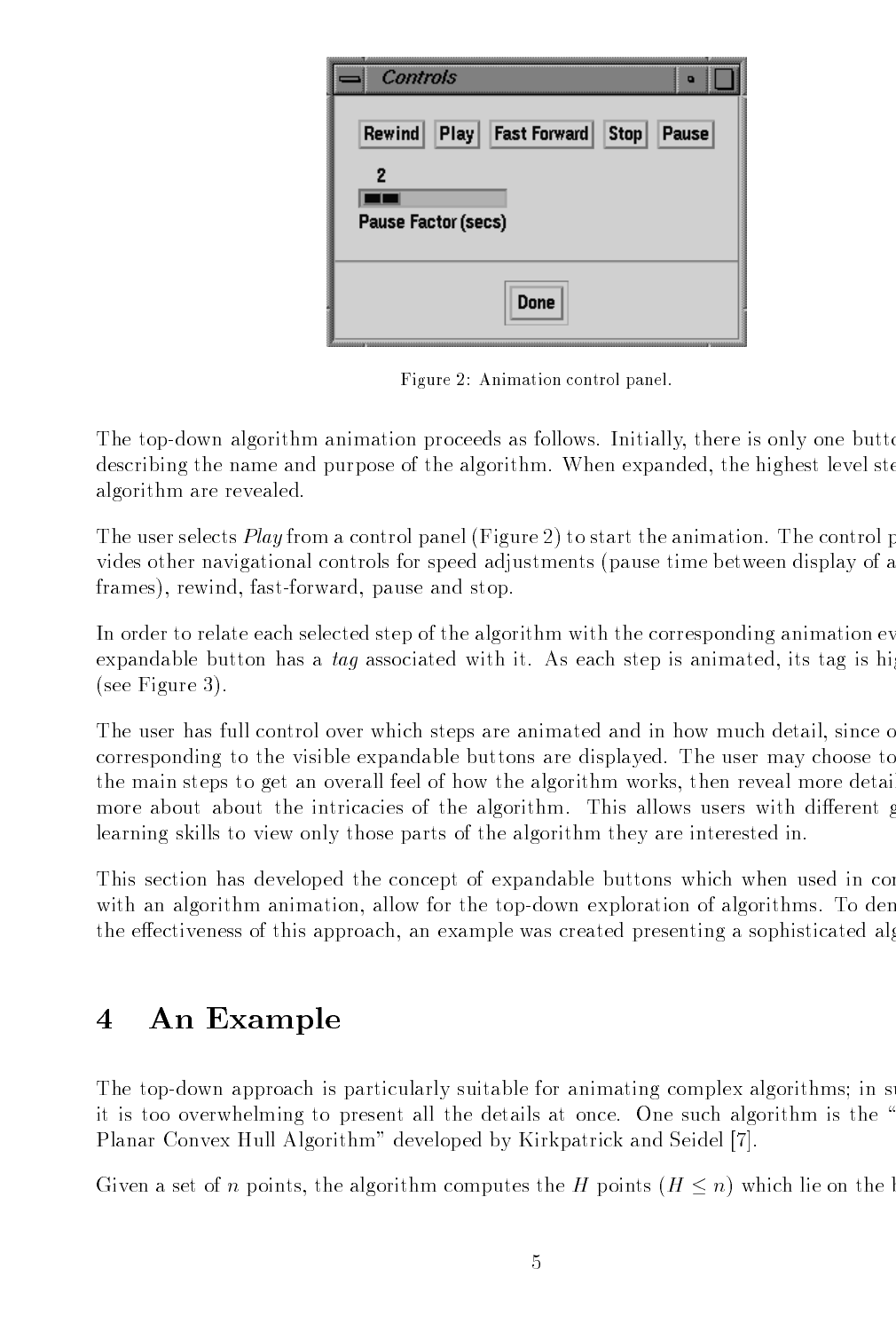Figure 2: Animation control panel.

The top-down algorithm animation proceeds as follows. Initially, there is only one butto describing the name and purpose of the algorithm. When expanded, the highest level ste algorithm are revealed.

The user selects *Play* from a control panel (Figure 2) to start the animation. The control p vides other navigational controls for speed adjustments (pause time between display of a frames), rewind, fast-forward, pause and stop.

In order to relate each selected step of the algorithm with the corresponding animation ev expandable button has a *tag* associated with it. As each step is animated, its tag is hi (see Figure 3).

The user has full control over which steps are animated and in how much detail, since o corresponding to the visible expandable buttons are displayed. The user may choose to the main steps to get an overall feel of how the algorithm works, then reveal more detai more about about the intricacies of the algorithm. This allows users with different g learning skills to view only those parts of the algorithm they are interested in.

This section has developed the concept of expandable buttons which when used in co with an algorithm animation, allow for the top-down exploration of algorithms. To dem the effectiveness of this approach, an example was created presenting a sophisticated alg

# 4 An Example

The top-down approach is particularly suitable for animating complex algorithms; in s it is too overwhelming to present all the details at once. One such algorithm is the " Planar Convex Hull Algorithm" developed by Kirkpatrick and Seidel [7].

Given a set of $n$ points, the algorithm computes the $H$ points ($H \leq n$) which lie on the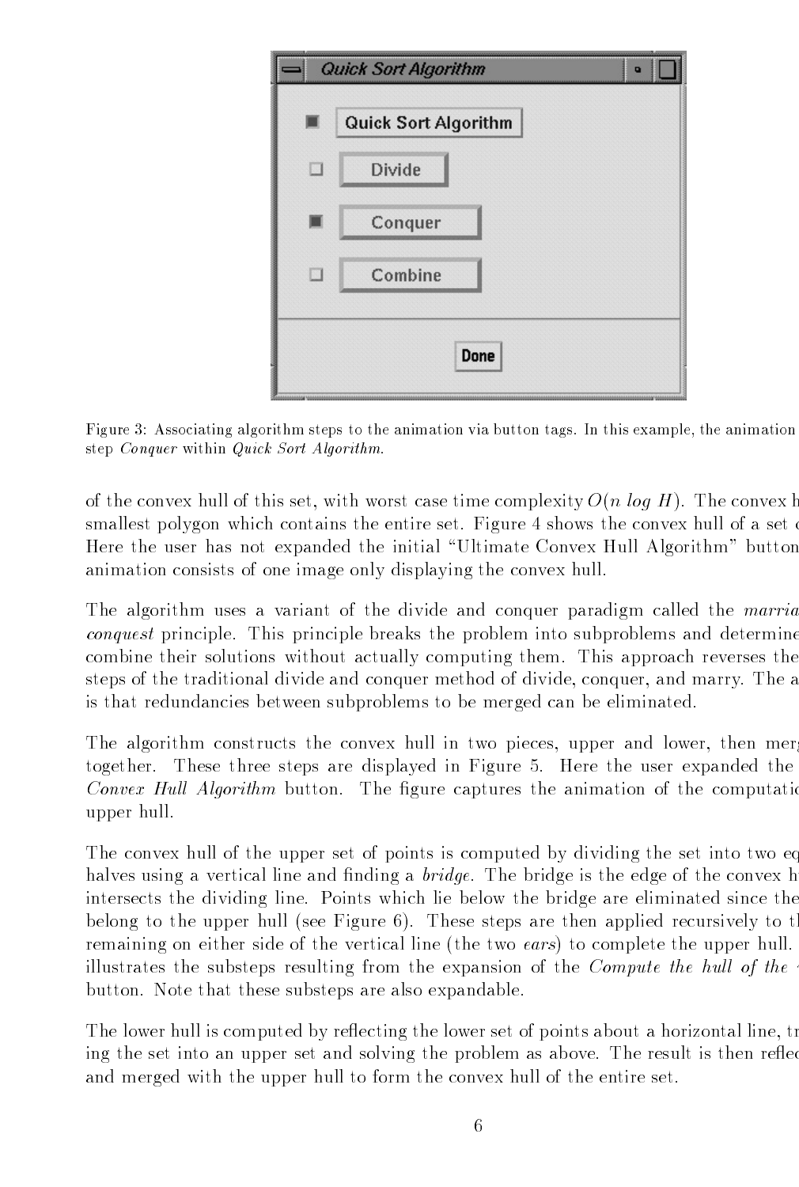Figure 3: Associating algorithm steps to the animation via button tags. In this example, the animation step *Conquer* within *Quick Sort Algorithm*.

of the convex hull of this set, with worst case time complexity $O(n \log H)$. The convex h smallest polygon which contains the entire set. Figure 4 shows the convex hull of a set Here the user has not expanded the initial "Ultimate Convex Hull Algorithm" button animation consists of one image only displaying the convex hull.

The algorithm uses a variant of the divide and conquer paradigm called the *marria conquest* principle. This principle breaks the problem into subproblems and determine combine their solutions without actually computing them. This approach reverses the steps of the traditional divide and conquer method of divide, conquer, and marry. The a is that redundancies between subproblems to be merged can be eliminated.

The algorithm constructs the convex hull in two pieces, upper and lower, then mer together. These three steps are displayed in Figure 5. Here the user expanded the *Convex Hull Algorithm* button. The figure captures the animation of the computatio upper hull.

The convex hull of the upper set of points is computed by dividing the set into two eq halves using a vertical line and finding a *bridge*. The bridge is the edge of the convex h intersects the dividing line. Points which lie below the bridge are eliminated since the belong to the upper hull (see Figure 6). These steps are then applied recursively to t remaining on either side of the vertical line (the two *ears*) to complete the upper hull. illustrates the substeps resulting from the expansion of the *Compute the hull of the* button. Note that these substeps are also expandable.

The lower hull is computed by reflecting the lower set of points about a horizontal line, tr ing the set into an upper set and solving the problem as above. The result is then reflec and merged with the upper hull to form the convex hull of the entire set.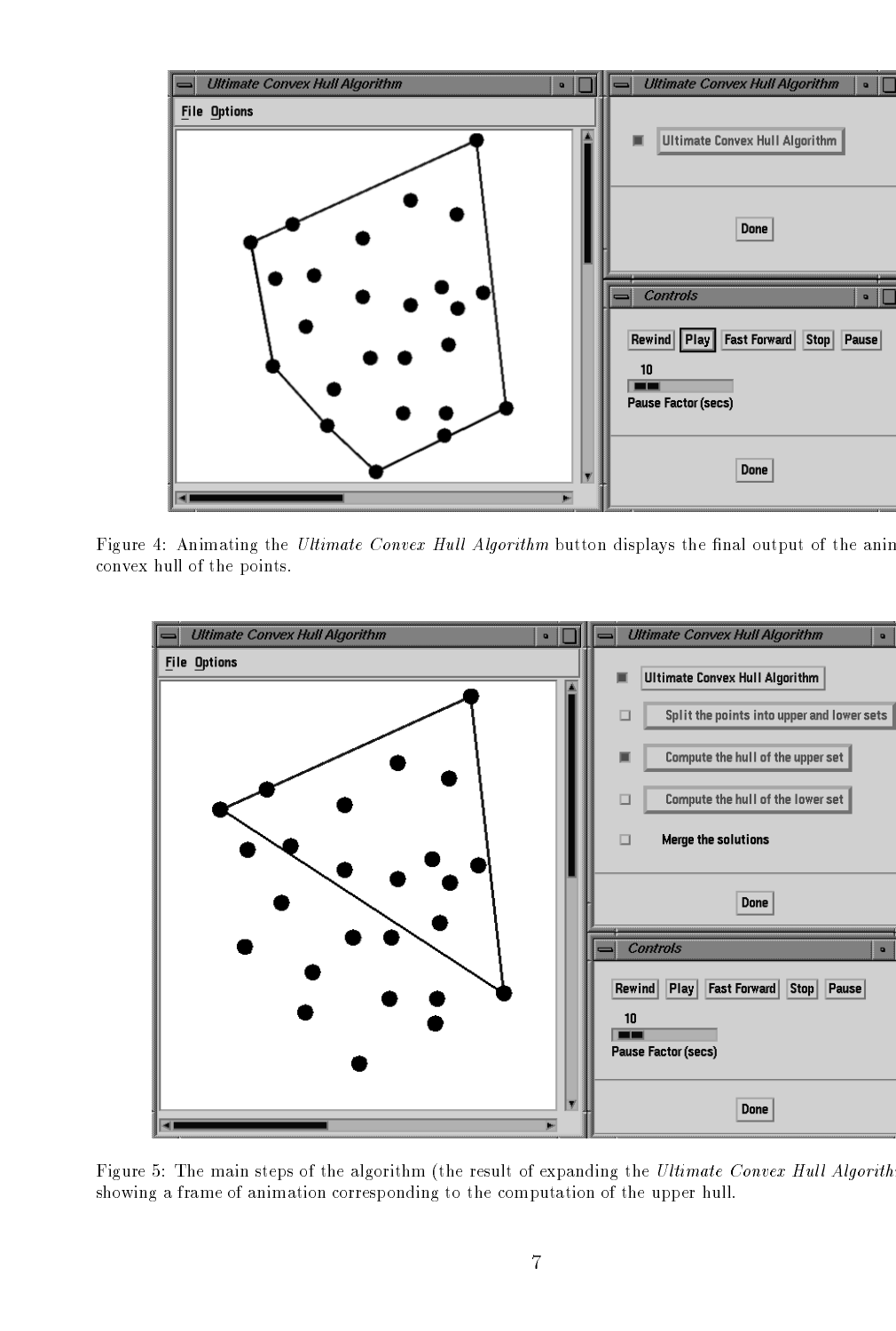Figure 4: Animating the *Ultimate Convex Hull Algorithm* button displays the final output of the anin convex hull of the points.

Figure 5: The main steps of the algorithm (the result of expanding the *Ultimate Convex Hull Algorith* showing a frame of animation corresponding to the computation of the upper hull.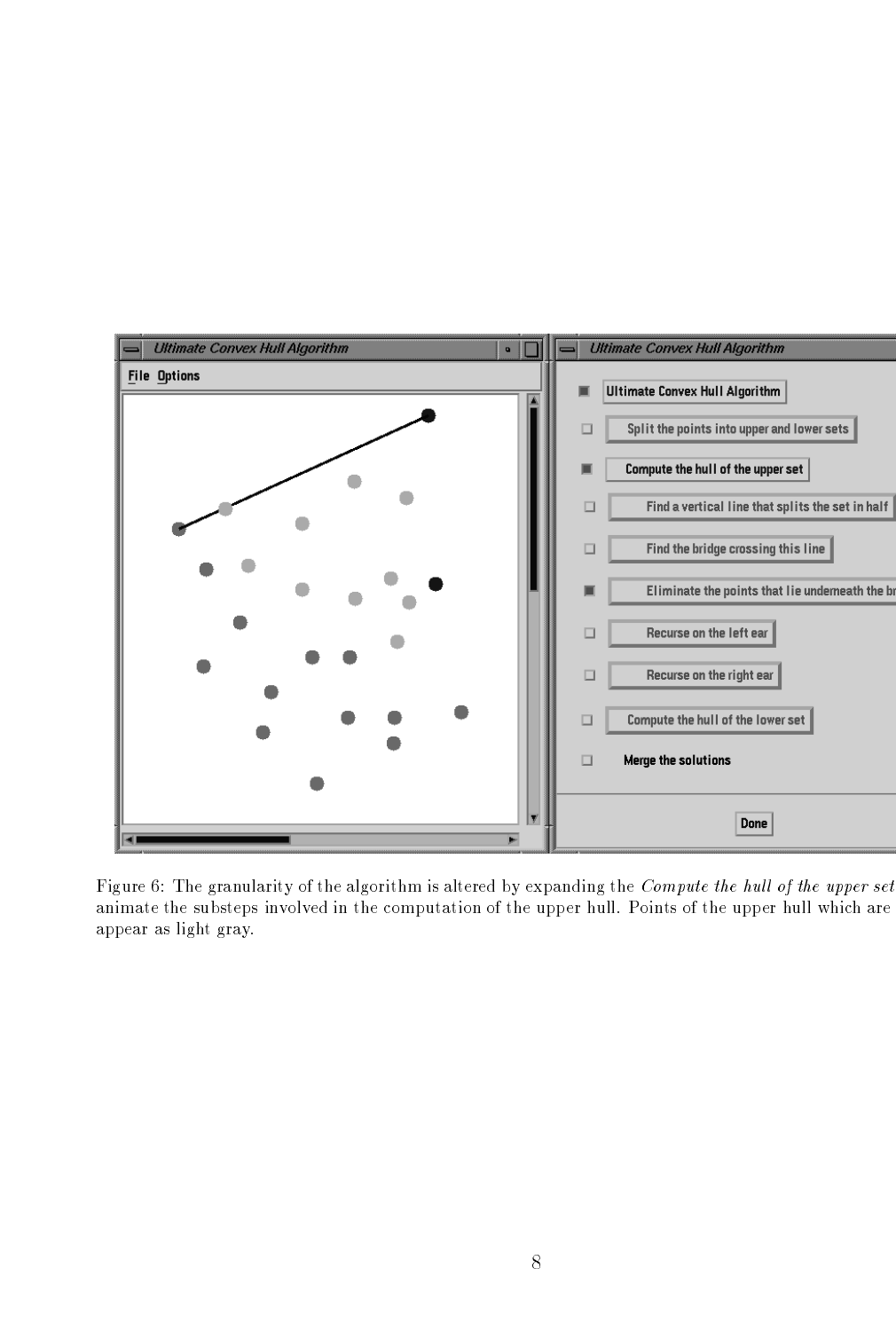Figure 6: The granularity of the algorithm is altered by expanding the *Compute the hull of the upper set* animate the substeps involved in the computation of the upper hull. Points of the upper hull which are appear as light gray.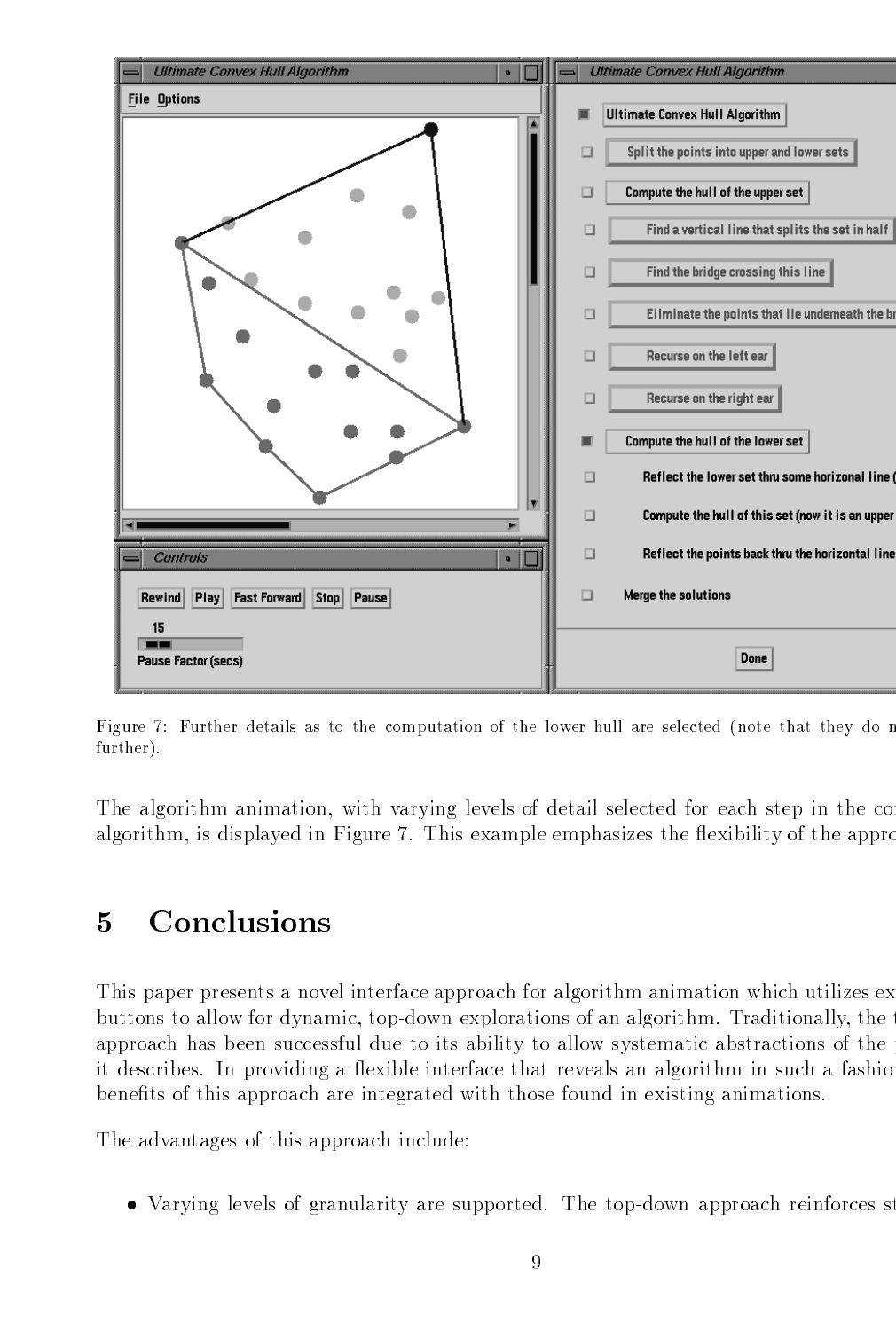Figure 7: Further details as to the computation of the lower hull are selected (note that they do n further).

The algorithm animation, with varying levels of detail selected for each step in the co algorithm, is displayed in Figure 7. This example emphasizes the flexibility of the appro

## 5 Conclusions

This paper presents a novel interface approach for algorithm animation which utilizes ex buttons to allow for dynamic, top-down explorations of an algorithm. Traditionally, the t approach has been successful due to its ability to allow systematic abstractions of the it describes. In providing a flexible interface that reveals an algorithm in such a fashio benefits of this approach are integrated with those found in existing animations.

The advantages of this approach include:

- Varying levels of granularity are supported. The top-down approach reinforces st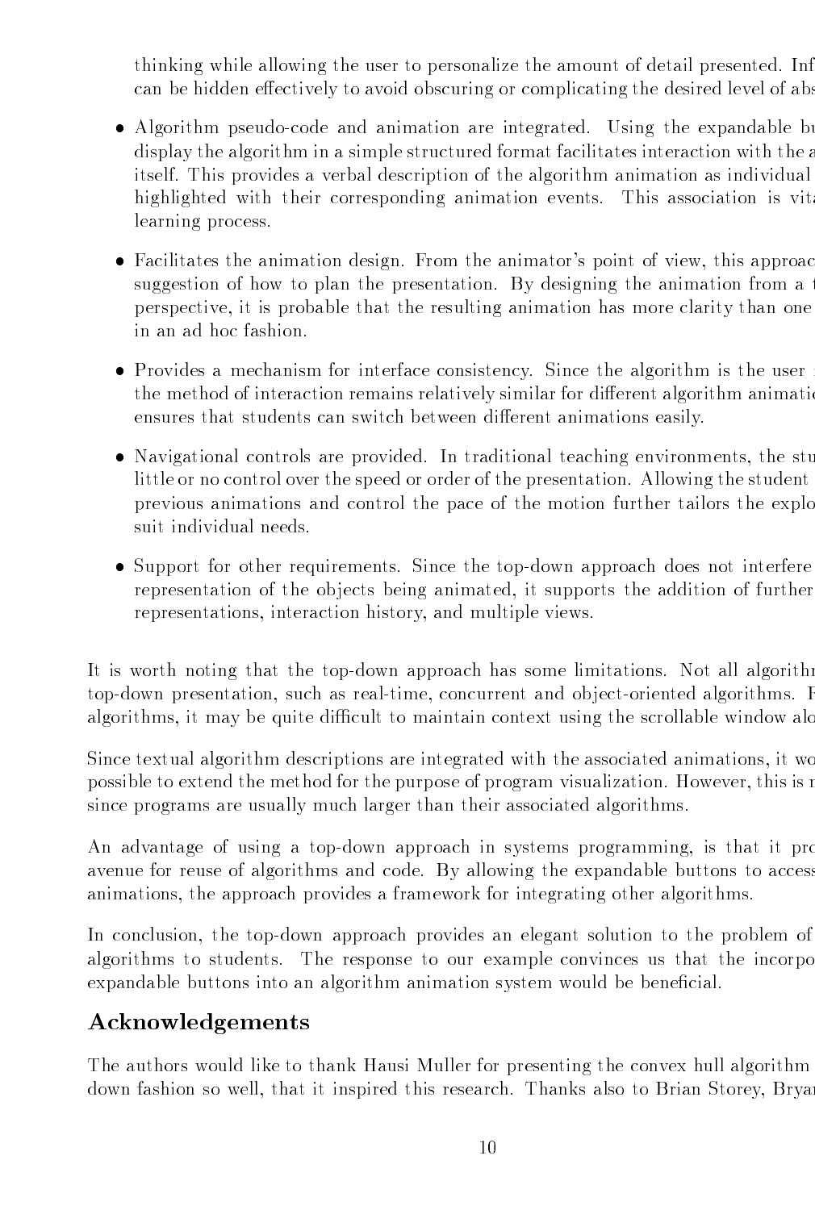thinking while allowing the user to personalize the amount of detail presented. Inf can be hidden effectively to avoid obscuring or complicating the desired level of abs

- Algorithm pseudo-code and animation are integrated. Using the expandable bu display the algorithm in a simple structured format facilitates interaction with the a itself. This provides a verbal description of the algorithm animation as individual highlighted with their corresponding animation events. This association is vit learning process.

- Facilitates the animation design. From the animator's point of view, this approac suggestion of how to plan the presentation. By designing the animation from a perspective, it is probable that the resulting animation has more clarity than one in an ad hoc fashion.

- Provides a mechanism for interface consistency. Since the algorithm is the user the method of interaction remains relatively similar for different algorithm animatio ensures that students can switch between different animations easily.

- Navigational controls are provided. In traditional teaching environments, the stu little or no control over the speed or order of the presentation. Allowing the student previous animations and control the pace of the motion further tailors the explo suit individual needs.

- Support for other requirements. Since the top-down approach does not interfere representation of the objects being animated, it supports the addition of further representations, interaction history, and multiple views.

It is worth noting that the top-down approach has some limitations. Not all algorith top-down presentation, such as real-time, concurrent and object-oriented algorithms. F algorithms, it may be quite difficult to maintain context using the scrollable window alo

Since textual algorithm descriptions are integrated with the associated animations, it wo possible to extend the method for the purpose of program visualization. However, this is since programs are usually much larger than their associated algorithms.

An advantage of using a top-down approach in systems programming, is that it pro avenue for reuse of algorithms and code. By allowing the expandable buttons to access animations, the approach provides a framework for integrating other algorithms.

In conclusion, the top-down approach provides an elegant solution to the problem of algorithms to students. The response to our example convinces us that the incorpo expandable buttons into an algorithm animation system would be beneficial.

## Acknowledgements

The authors would like to thank Hausi Muller for presenting the convex hull algorithm down fashion so well, that it inspired this research. Thanks also to Brian Storey, Brya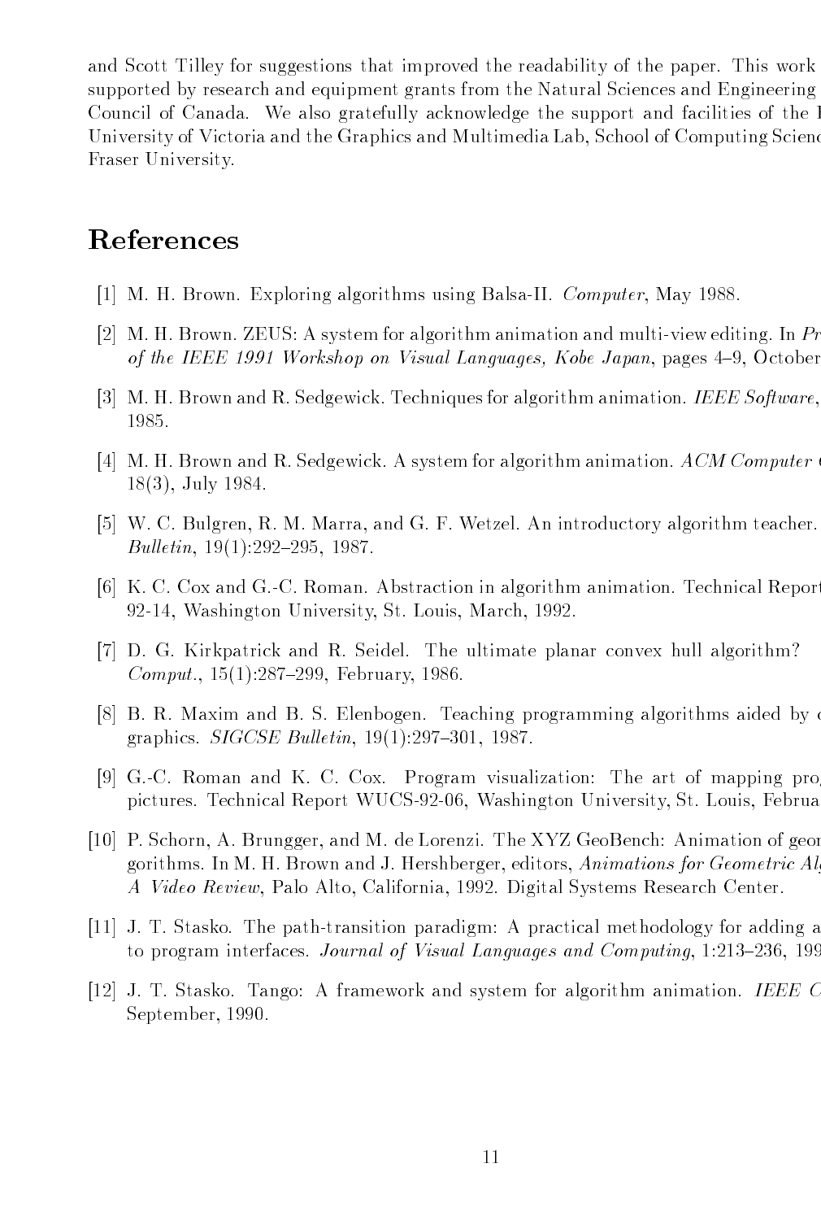and Scott Tilley for suggestions that improved the readability of the paper. This work supported by research and equipment grants from the Natural Sciences and Engineering Council of Canada. We also gratefully acknowledge the support and facilities of the I University of Victoria and the Graphics and Multimedia Lab, School of Computing Scienc Fraser University.

# References

[1] M. H. Brown. Exploring algorithms using Balsa-II. *Computer*, May 1988.

[2] M. H. Brown. ZEUS: A system for algorithm animation and multi-view editing. In *Pr of the IEEE 1991 Workshop on Visual Languages, Kobe Japan*, pages 4–9, October

[3] M. H. Brown and R. Sedgewick. Techniques for algorithm animation. *IEEE Software*, 1985.

[4] M. H. Brown and R. Sedgewick. A system for algorithm animation. *ACM Computer* 18(3), July 1984.

[5] W. C. Bulgren, R. M. Marra, and G. F. Wetzel. An introductory algorithm teacher. *Bulletin*, 19(1):292–295, 1987.

[6] K. C. Cox and G.-C. Roman. Abstraction in algorithm animation. Technical Report 92-14, Washington University, St. Louis, March, 1992.

[7] D. G. Kirkpatrick and R. Seidel. The ultimate planar convex hull algorithm? *Comput.*, 15(1):287–299, February, 1986.

[8] B. R. Maxim and B. S. Elenbogen. Teaching programming algorithms aided by c graphics. *SIGCSE Bulletin*, 19(1):297–301, 1987.

[9] G.-C. Roman and K. C. Cox. Program visualization: The art of mapping pro pictures. Technical Report WUCS-92-06, Washington University, St. Louis, Februa

[10] P. Schorn, A. Brungger, and M. de Lorenzi. The XYZ GeoBench: Animation of geor gorithms. In M. H. Brown and J. Hershberger, editors, *Animations for Geometric Al A Video Review*, Palo Alto, California, 1992. Digital Systems Research Center.

[11] J. T. Stasko. The path-transition paradigm: A practical methodology for adding a to program interfaces. *Journal of Visual Languages and Computing*, 1:213–236, 199

[12] J. T. Stasko. Tango: A framework and system for algorithm animation. *IEEE C* September, 1990.